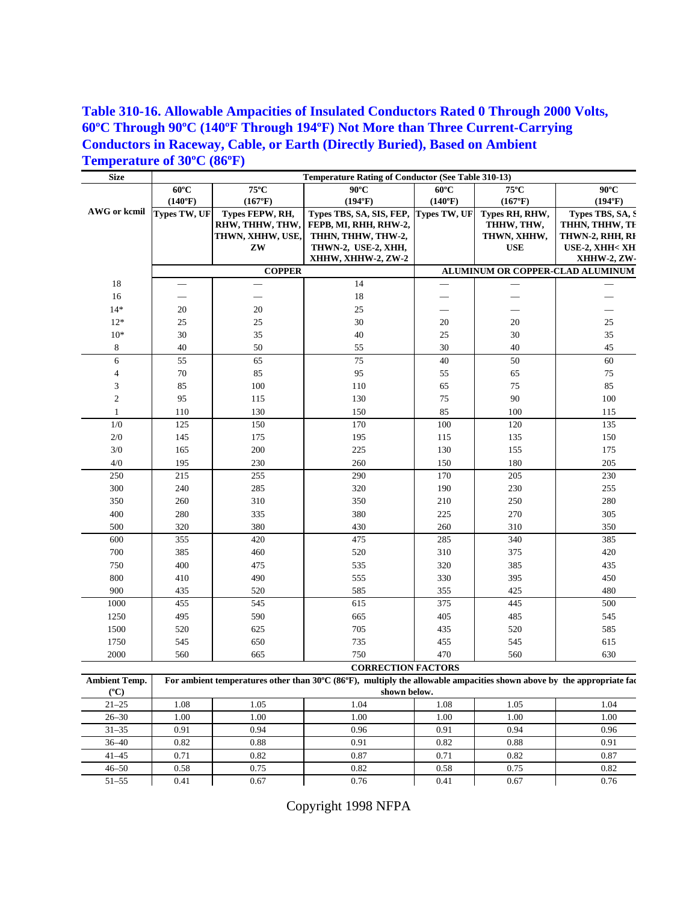## Table 310-16. Allowable Ampacities of Insulated Conductors Rated 0 Through 2000 Volts, 60ºC Through 90ºC (140ºF Through 194ºF) Not More than Three Current-Carrying Conductors in Raceway, Cable, or Earth (Directly Buried), Based on Ambient Temperature of 30ºC (86ºF)

| Size | Temperature Rating of Conductor (See Table 310-13) | | | | | |
|---|---|---|---|---|---|---|
| | 60ºC (140ºF) | 75ºC (167ºF) | 90ºC (194ºF) | 60ºC (140ºF) | 75ºC (167ºF) | 90ºC (194ºF) |
| AWG or kcmil | Types TW, UF | Types FEPW, RH, RHW, THHW, THW, THWN, XHHW, USE, ZW | Types TBS, SA, SIS, FEP, FEPB, MI, RHH, RHW-2, THHN, THHW, THW-2, THWN-2, USE-2, XHH, XHHW, XHHW-2, ZW-2 | Types TW, UF | Types RH, RHW, THHW, THW, THWN, XHHW, USE | Types TBS, SA, S THHN, THHW, TH THWN-2, RHH, RH USE-2, XHH< XH XHHW-2, ZW- |
| | COPPER | | | ALUMINUM OR COPPER-CLAD ALUMINUM | | |
| 18 | — | — | 14 | — | — | — |
| 16 | — | — | 18 | — | — | — |
| 14* | 20 | 20 | 25 | — | — | — |
| 12* | 25 | 25 | 30 | 20 | 20 | 25 |
| 10* | 30 | 35 | 40 | 25 | 30 | 35 |
| 8 | 40 | 50 | 55 | 30 | 40 | 45 |
| 6 | 55 | 65 | 75 | 40 | 50 | 60 |
| 4 | 70 | 85 | 95 | 55 | 65 | 75 |
| 3 | 85 | 100 | 110 | 65 | 75 | 85 |
| 2 | 95 | 115 | 130 | 75 | 90 | 100 |
| 1 | 110 | 130 | 150 | 85 | 100 | 115 |
| 1/0 | 125 | 150 | 170 | 100 | 120 | 135 |
| 2/0 | 145 | 175 | 195 | 115 | 135 | 150 |
| 3/0 | 165 | 200 | 225 | 130 | 155 | 175 |
| 4/0 | 195 | 230 | 260 | 150 | 180 | 205 |
| 250 | 215 | 255 | 290 | 170 | 205 | 230 |
| 300 | 240 | 285 | 320 | 190 | 230 | 255 |
| 350 | 260 | 310 | 350 | 210 | 250 | 280 |
| 400 | 280 | 335 | 380 | 225 | 270 | 305 |
| 500 | 320 | 380 | 430 | 260 | 310 | 350 |
| 600 | 355 | 420 | 475 | 285 | 340 | 385 |
| 700 | 385 | 460 | 520 | 310 | 375 | 420 |
| 750 | 400 | 475 | 535 | 320 | 385 | 435 |
| 800 | 410 | 490 | 555 | 330 | 395 | 450 |
| 900 | 435 | 520 | 585 | 355 | 425 | 480 |
| 1000 | 455 | 545 | 615 | 375 | 445 | 500 |
| 1250 | 495 | 590 | 665 | 405 | 485 | 545 |
| 1500 | 520 | 625 | 705 | 435 | 520 | 585 |
| 1750 | 545 | 650 | 735 | 455 | 545 | 615 |
| 2000 | 560 | 665 | 750 | 470 | 560 | 630 |
| | | | CORRECTION FACTORS | | | |
| Ambient Temp. (ºC) | For ambient temperatures other than 30ºC (86ºF), multiply the allowable ampacities shown above by the appropriate fac shown below. | | | | | |
| 21–25 | 1.08 | 1.05 | 1.04 | 1.08 | 1.05 | 1.04 |
| 26–30 | 1.00 | 1.00 | 1.00 | 1.00 | 1.00 | 1.00 |
| 31–35 | 0.91 | 0.94 | 0.96 | 0.91 | 0.94 | 0.96 |
| 36–40 | 0.82 | 0.88 | 0.91 | 0.82 | 0.88 | 0.91 |
| 41–45 | 0.71 | 0.82 | 0.87 | 0.71 | 0.82 | 0.87 |
| 46–50 | 0.58 | 0.75 | 0.82 | 0.58 | 0.75 | 0.82 |
| 51–55 | 0.41 | 0.67 | 0.76 | 0.41 | 0.67 | 0.76 |

Copyright 1998 NFPA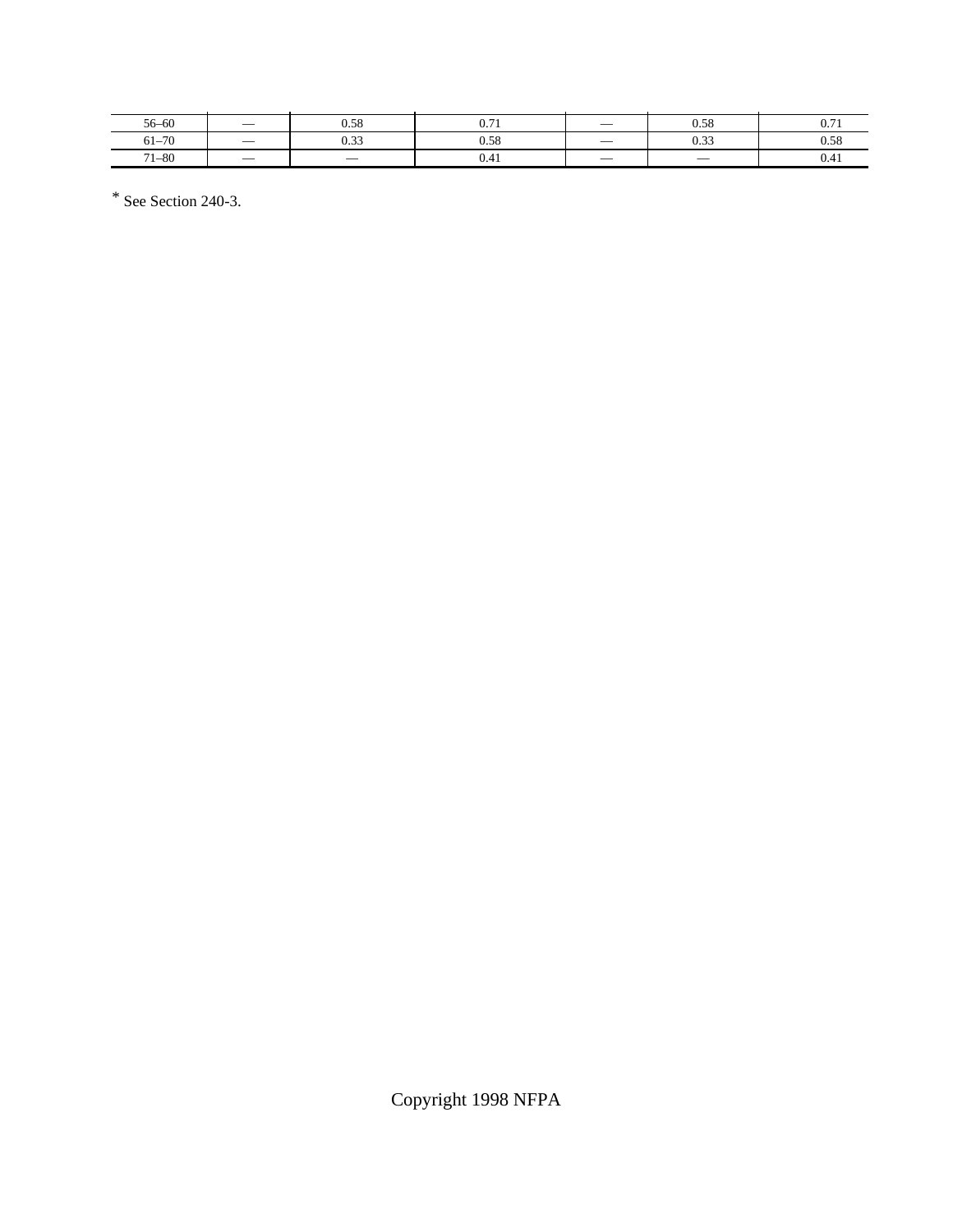| | | | | | | |
|---|---|---|---|---|---|---|
| 56–60 | — | 0.58 | 0.71 | — | 0.58 | 0.71 |
| 61–70 | — | 0.33 | 0.58 | — | 0.33 | 0.58 |
| 71–80 | — | — | 0.41 | — | — | 0.41 |

* See Section 240-3.

Copyright 1998 NFPA